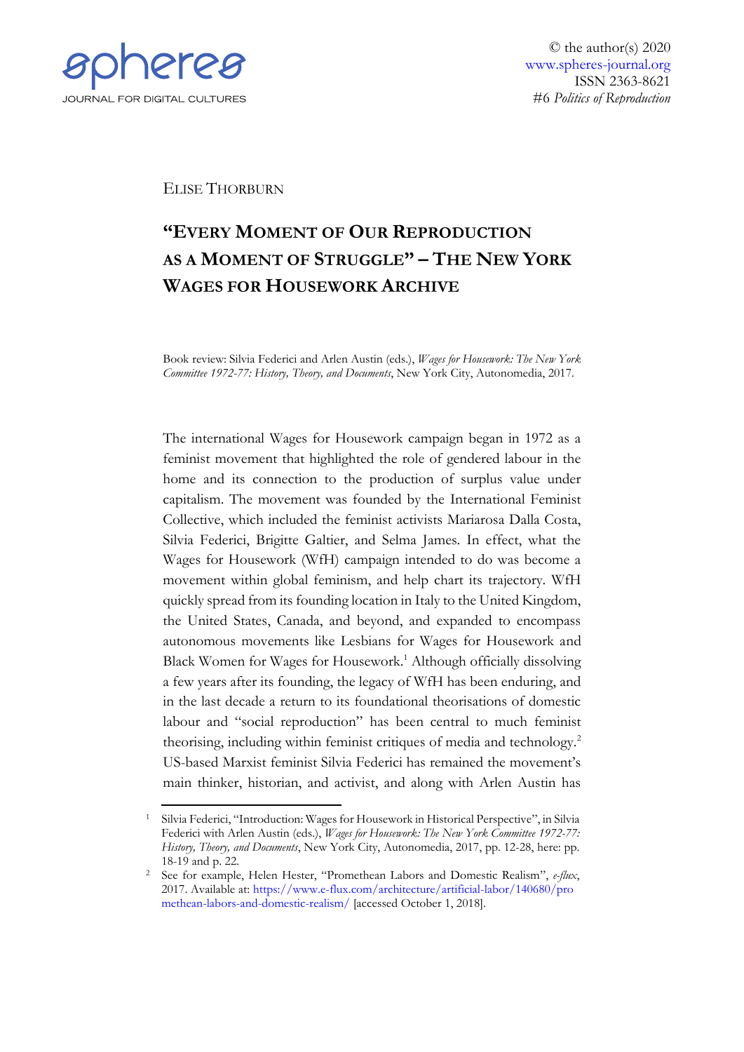ELISE THORBURN

# "EVERY MOMENT OF OUR REPRODUCTION AS A MOMENT OF STRUGGLE" – THE NEW YORK WAGES FOR HOUSEWORK ARCHIVE

Book review: Silvia Federici and Arlen Austin (eds.), *Wages for Housework: The New York Committee 1972-77: History, Theory, and Documents*, New York City, Autonomedia, 2017.

The international Wages for Housework campaign began in 1972 as a feminist movement that highlighted the role of gendered labour in the home and its connection to the production of surplus value under capitalism. The movement was founded by the International Feminist Collective, which included the feminist activists Mariarosa Dalla Costa, Silvia Federici, Brigitte Galtier, and Selma James. In effect, what the Wages for Housework (WfH) campaign intended to do was become a movement within global feminism, and help chart its trajectory. WfH quickly spread from its founding location in Italy to the United Kingdom, the United States, Canada, and beyond, and expanded to encompass autonomous movements like Lesbians for Wages for Housework and Black Women for Wages for Housework.[1] Although officially dissolving a few years after its founding, the legacy of WfH has been enduring, and in the last decade a return to its foundational theorisations of domestic labour and "social reproduction" has been central to much feminist theorising, including within feminist critiques of media and technology.[2] US-based Marxist feminist Silvia Federici has remained the movement's main thinker, historian, and activist, and along with Arlen Austin has

[1] Silvia Federici, "Introduction: Wages for Housework in Historical Perspective", in Silvia Federici with Arlen Austin (eds.), *Wages for Housework: The New York Committee 1972-77: History, Theory, and Documents*, New York City, Autonomedia, 2017, pp. 12-28, here: pp. 18-19 and p. 22.

[2] See for example, Helen Hester, "Promethean Labors and Domestic Realism", *e-flux*, 2017. Available at: https://www.e-flux.com/architecture/artificial-labor/140680/promethean-labors-and-domestic-realism/ [accessed October 1, 2018].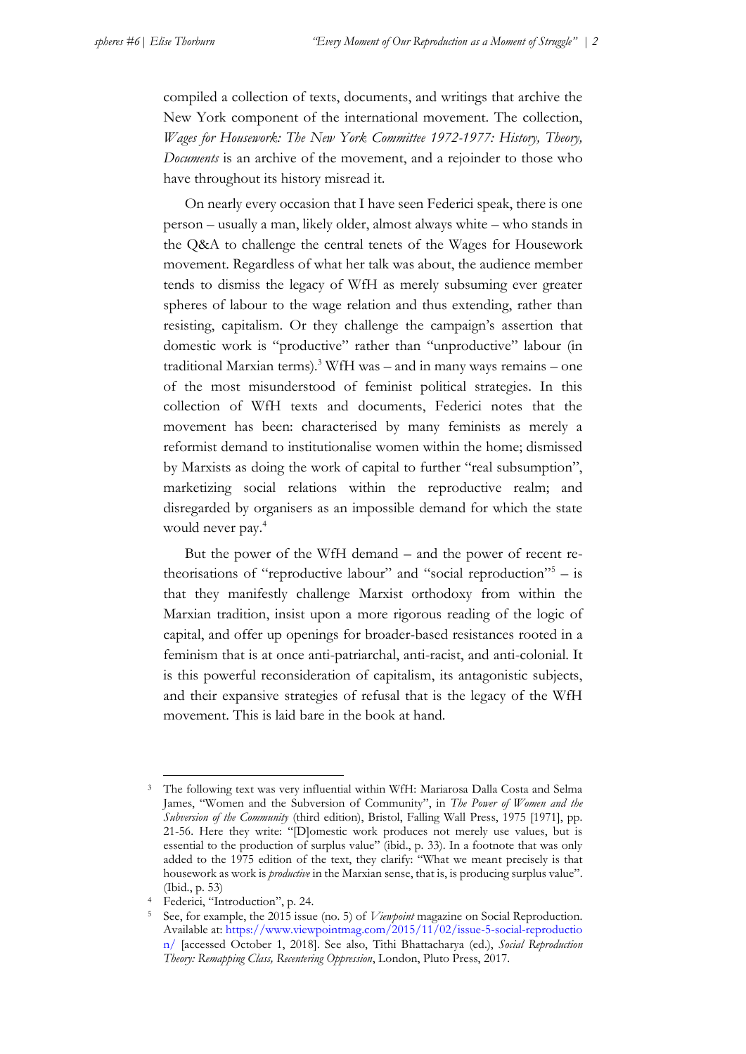compiled a collection of texts, documents, and writings that archive the New York component of the international movement. The collection, *Wages for Housework: The New York Committee 1972-1977: History, Theory, Documents* is an archive of the movement, and a rejoinder to those who have throughout its history misread it.

On nearly every occasion that I have seen Federici speak, there is one person – usually a man, likely older, almost always white – who stands in the Q&A to challenge the central tenets of the Wages for Housework movement. Regardless of what her talk was about, the audience member tends to dismiss the legacy of WfH as merely subsuming ever greater spheres of labour to the wage relation and thus extending, rather than resisting, capitalism. Or they challenge the campaign's assertion that domestic work is "productive" rather than "unproductive" labour (in traditional Marxian terms).[3] WfH was – and in many ways remains – one of the most misunderstood of feminist political strategies. In this collection of WfH texts and documents, Federici notes that the movement has been: characterised by many feminists as merely a reformist demand to institutionalise women within the home; dismissed by Marxists as doing the work of capital to further "real subsumption", marketizing social relations within the reproductive realm; and disregarded by organisers as an impossible demand for which the state would never pay.[4]

But the power of the WfH demand – and the power of recent re-theorisations of "reproductive labour" and "social reproduction"[5] – is that they manifestly challenge Marxist orthodoxy from within the Marxian tradition, insist upon a more rigorous reading of the logic of capital, and offer up openings for broader-based resistances rooted in a feminism that is at once anti-patriarchal, anti-racist, and anti-colonial. It is this powerful reconsideration of capitalism, its antagonistic subjects, and their expansive strategies of refusal that is the legacy of the WfH movement. This is laid bare in the book at hand.

---

[3] The following text was very influential within WfH: Mariarosa Dalla Costa and Selma James, "Women and the Subversion of Community", in *The Power of Women and the Subversion of the Community* (third edition), Bristol, Falling Wall Press, 1975 [1971], pp. 21-56. Here they write: "[D]omestic work produces not merely use values, but is essential to the production of surplus value" (ibid., p. 33). In a footnote that was only added to the 1975 edition of the text, they clarify: "What we meant precisely is that housework as work is *productive* in the Marxian sense, that is, is producing surplus value". (Ibid., p. 53)

[4] Federici, "Introduction", p. 24.

[5] See, for example, the 2015 issue (no. 5) of *Viewpoint* magazine on Social Reproduction. Available at: https://www.viewpointmag.com/2015/11/02/issue-5-social-reproduction/ [accessed October 1, 2018]. See also, Tithi Bhattacharya (ed.), *Social Reproduction Theory: Remapping Class, Recentering Oppression*, London, Pluto Press, 2017.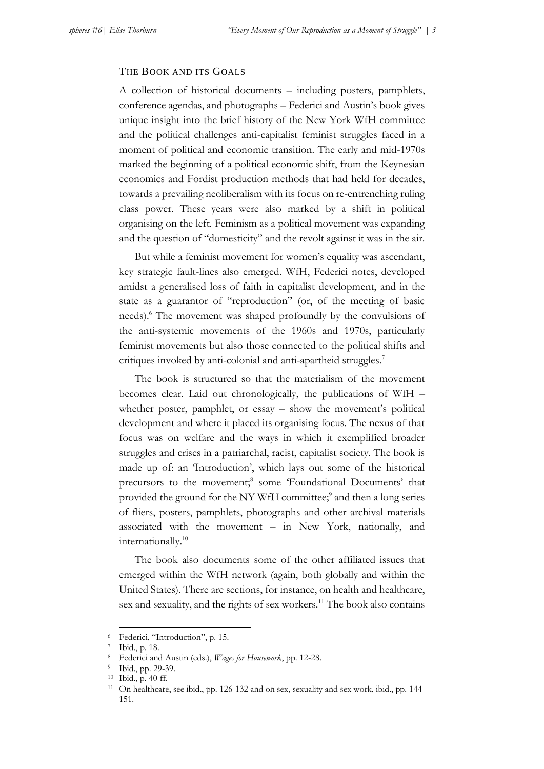## THE BOOK AND ITS GOALS

A collection of historical documents – including posters, pamphlets, conference agendas, and photographs – Federici and Austin's book gives unique insight into the brief history of the New York WfH committee and the political challenges anti-capitalist feminist struggles faced in a moment of political and economic transition. The early and mid-1970s marked the beginning of a political economic shift, from the Keynesian economics and Fordist production methods that had held for decades, towards a prevailing neoliberalism with its focus on re-entrenching ruling class power. These years were also marked by a shift in political organising on the left. Feminism as a political movement was expanding and the question of "domesticity" and the revolt against it was in the air.

But while a feminist movement for women's equality was ascendant, key strategic fault-lines also emerged. WfH, Federici notes, developed amidst a generalised loss of faith in capitalist development, and in the state as a guarantor of "reproduction" (or, of the meeting of basic needs).[6] The movement was shaped profoundly by the convulsions of the anti-systemic movements of the 1960s and 1970s, particularly feminist movements but also those connected to the political shifts and critiques invoked by anti-colonial and anti-apartheid struggles.[7]

The book is structured so that the materialism of the movement becomes clear. Laid out chronologically, the publications of WfH – whether poster, pamphlet, or essay – show the movement's political development and where it placed its organising focus. The nexus of that focus was on welfare and the ways in which it exemplified broader struggles and crises in a patriarchal, racist, capitalist society. The book is made up of: an 'Introduction', which lays out some of the historical precursors to the movement;[8] some 'Foundational Documents' that provided the ground for the NY WfH committee;[9] and then a long series of fliers, posters, pamphlets, photographs and other archival materials associated with the movement – in New York, nationally, and internationally.[10]

The book also documents some of the other affiliated issues that emerged within the WfH network (again, both globally and within the United States). There are sections, for instance, on health and healthcare, sex and sexuality, and the rights of sex workers.[11] The book also contains

---

[6] Federici, "Introduction", p. 15.

[7] Ibid., p. 18.

[8] Federici and Austin (eds.), *Wages for Housework*, pp. 12-28.

[9] Ibid., pp. 29-39.

[10] Ibid., p. 40 ff.

[11] On healthcare, see ibid., pp. 126-132 and on sex, sexuality and sex work, ibid., pp. 144-151.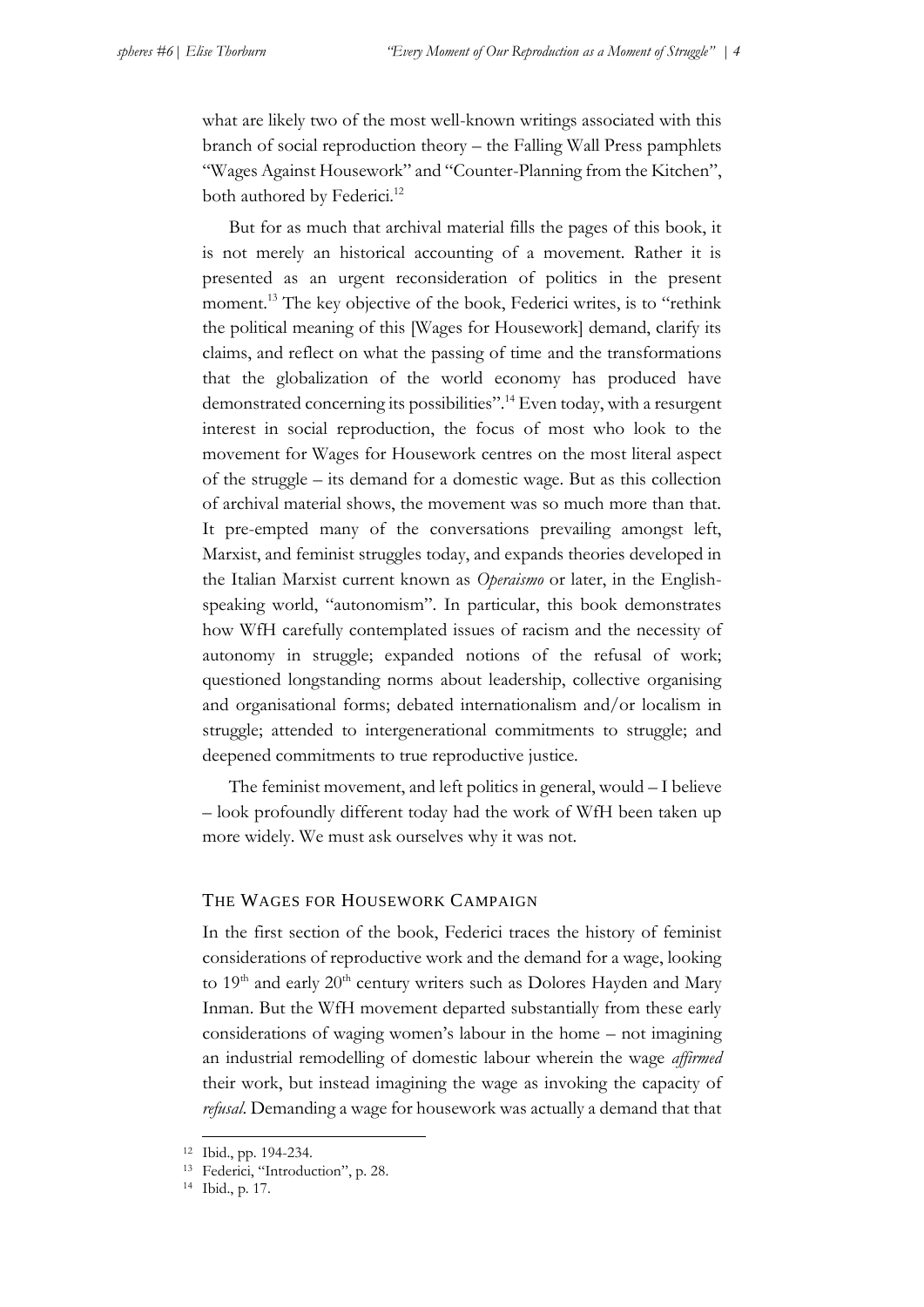what are likely two of the most well-known writings associated with this branch of social reproduction theory – the Falling Wall Press pamphlets "Wages Against Housework" and "Counter-Planning from the Kitchen", both authored by Federici.[12]

But for as much that archival material fills the pages of this book, it is not merely an historical accounting of a movement. Rather it is presented as an urgent reconsideration of politics in the present moment.[13] The key objective of the book, Federici writes, is to "rethink the political meaning of this [Wages for Housework] demand, clarify its claims, and reflect on what the passing of time and the transformations that the globalization of the world economy has produced have demonstrated concerning its possibilities".[14] Even today, with a resurgent interest in social reproduction, the focus of most who look to the movement for Wages for Housework centres on the most literal aspect of the struggle – its demand for a domestic wage. But as this collection of archival material shows, the movement was so much more than that. It pre-empted many of the conversations prevailing amongst left, Marxist, and feminist struggles today, and expands theories developed in the Italian Marxist current known as *Operaismo* or later, in the English-speaking world, "autonomism". In particular, this book demonstrates how WfH carefully contemplated issues of racism and the necessity of autonomy in struggle; expanded notions of the refusal of work; questioned longstanding norms about leadership, collective organising and organisational forms; debated internationalism and/or localism in struggle; attended to intergenerational commitments to struggle; and deepened commitments to true reproductive justice.

The feminist movement, and left politics in general, would – I believe – look profoundly different today had the work of WfH been taken up more widely. We must ask ourselves why it was not.

## THE WAGES FOR HOUSEWORK CAMPAIGN

In the first section of the book, Federici traces the history of feminist considerations of reproductive work and the demand for a wage, looking to 19th and early 20th century writers such as Dolores Hayden and Mary Inman. But the WfH movement departed substantially from these early considerations of waging women's labour in the home – not imagining an industrial remodelling of domestic labour wherein the wage *affirmed* their work, but instead imagining the wage as invoking the capacity of *refusal*. Demanding a wage for housework was actually a demand that that

---

[12] Ibid., pp. 194-234.

[13] Federici, "Introduction", p. 28.

[14] Ibid., p. 17.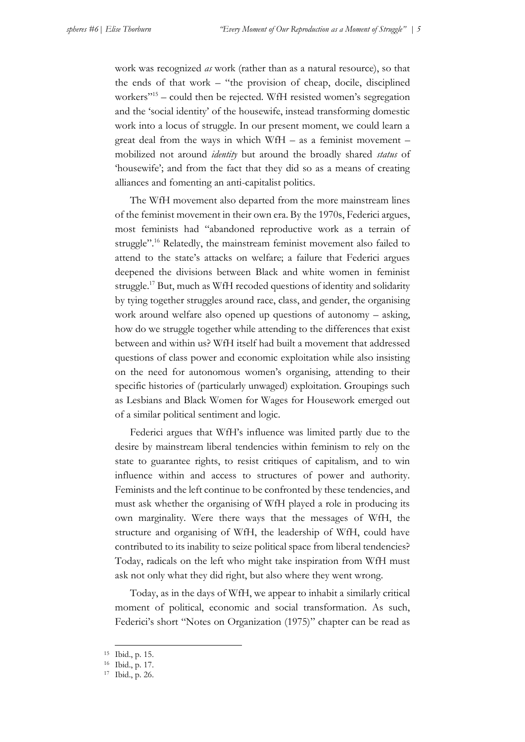work was recognized *as* work (rather than as a natural resource), so that the ends of that work – "the provision of cheap, docile, disciplined workers"[15] – could then be rejected. WfH resisted women's segregation and the 'social identity' of the housewife, instead transforming domestic work into a locus of struggle. In our present moment, we could learn a great deal from the ways in which WfH – as a feminist movement – mobilized not around *identity* but around the broadly shared *status* of 'housewife'; and from the fact that they did so as a means of creating alliances and fomenting an anti-capitalist politics.

The WfH movement also departed from the more mainstream lines of the feminist movement in their own era. By the 1970s, Federici argues, most feminists had "abandoned reproductive work as a terrain of struggle".[16] Relatedly, the mainstream feminist movement also failed to attend to the state's attacks on welfare; a failure that Federici argues deepened the divisions between Black and white women in feminist struggle.[17] But, much as WfH recoded questions of identity and solidarity by tying together struggles around race, class, and gender, the organising work around welfare also opened up questions of autonomy – asking, how do we struggle together while attending to the differences that exist between and within us? WfH itself had built a movement that addressed questions of class power and economic exploitation while also insisting on the need for autonomous women's organising, attending to their specific histories of (particularly unwaged) exploitation. Groupings such as Lesbians and Black Women for Wages for Housework emerged out of a similar political sentiment and logic.

Federici argues that WfH's influence was limited partly due to the desire by mainstream liberal tendencies within feminism to rely on the state to guarantee rights, to resist critiques of capitalism, and to win influence within and access to structures of power and authority. Feminists and the left continue to be confronted by these tendencies, and must ask whether the organising of WfH played a role in producing its own marginality. Were there ways that the messages of WfH, the structure and organising of WfH, the leadership of WfH, could have contributed to its inability to seize political space from liberal tendencies? Today, radicals on the left who might take inspiration from WfH must ask not only what they did right, but also where they went wrong.

Today, as in the days of WfH, we appear to inhabit a similarly critical moment of political, economic and social transformation. As such, Federici's short "Notes on Organization (1975)" chapter can be read as

---

[15] Ibid., p. 15.

[16] Ibid., p. 17.

[17] Ibid., p. 26.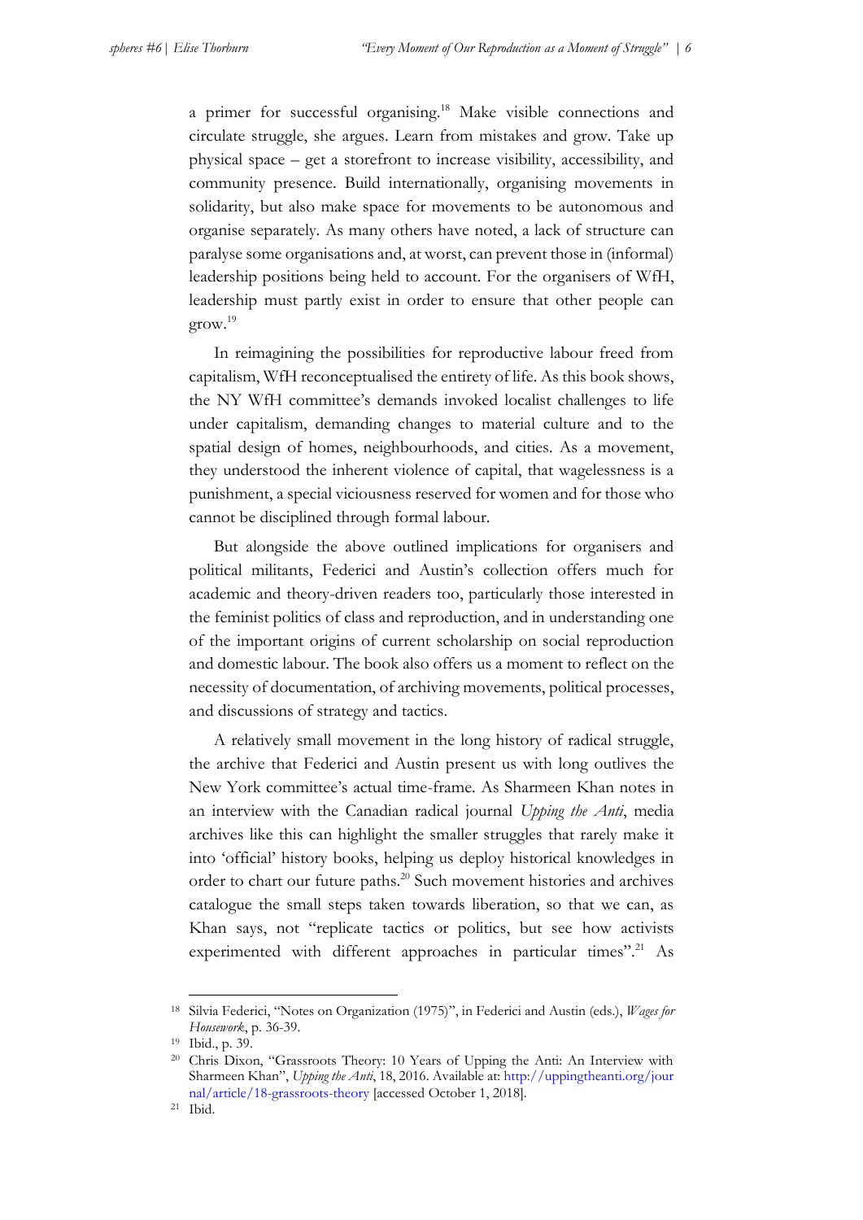a primer for successful organising.[18] Make visible connections and circulate struggle, she argues. Learn from mistakes and grow. Take up physical space – get a storefront to increase visibility, accessibility, and community presence. Build internationally, organising movements in solidarity, but also make space for movements to be autonomous and organise separately. As many others have noted, a lack of structure can paralyse some organisations and, at worst, can prevent those in (informal) leadership positions being held to account. For the organisers of WfH, leadership must partly exist in order to ensure that other people can grow.[19]

In reimagining the possibilities for reproductive labour freed from capitalism, WfH reconceptualised the entirety of life. As this book shows, the NY WfH committee's demands invoked localist challenges to life under capitalism, demanding changes to material culture and to the spatial design of homes, neighbourhoods, and cities. As a movement, they understood the inherent violence of capital, that wagelessness is a punishment, a special viciousness reserved for women and for those who cannot be disciplined through formal labour.

But alongside the above outlined implications for organisers and political militants, Federici and Austin's collection offers much for academic and theory-driven readers too, particularly those interested in the feminist politics of class and reproduction, and in understanding one of the important origins of current scholarship on social reproduction and domestic labour. The book also offers us a moment to reflect on the necessity of documentation, of archiving movements, political processes, and discussions of strategy and tactics.

A relatively small movement in the long history of radical struggle, the archive that Federici and Austin present us with long outlives the New York committee's actual time-frame. As Sharmeen Khan notes in an interview with the Canadian radical journal *Upping the Anti*, media archives like this can highlight the smaller struggles that rarely make it into 'official' history books, helping us deploy historical knowledges in order to chart our future paths.[20] Such movement histories and archives catalogue the small steps taken towards liberation, so that we can, as Khan says, not "replicate tactics or politics, but see how activists experimented with different approaches in particular times".[21] As

---

[18] Silvia Federici, "Notes on Organization (1975)", in Federici and Austin (eds.), *Wages for Housework*, p. 36-39.

[19] Ibid., p. 39.

[20] Chris Dixon, "Grassroots Theory: 10 Years of Upping the Anti: An Interview with Sharmeen Khan", *Upping the Anti*, 18, 2016. Available at: http://uppingtheanti.org/journal/article/18-grassroots-theory [accessed October 1, 2018].

[21] Ibid.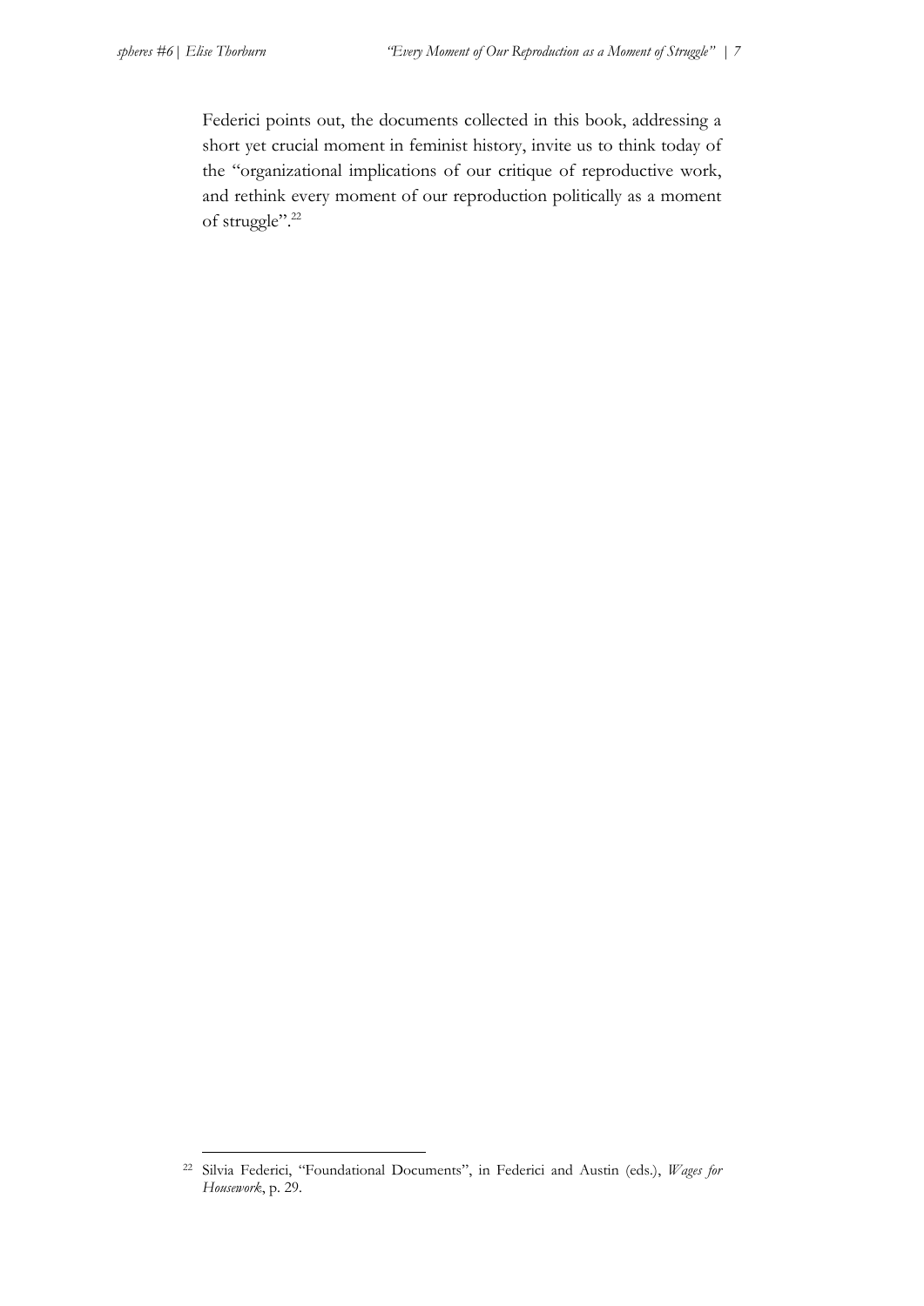Federici points out, the documents collected in this book, addressing a short yet crucial moment in feminist history, invite us to think today of the "organizational implications of our critique of reproductive work, and rethink every moment of our reproduction politically as a moment of struggle".[22]

[22] Silvia Federici, "Foundational Documents", in Federici and Austin (eds.), *Wages for Housework*, p. 29.